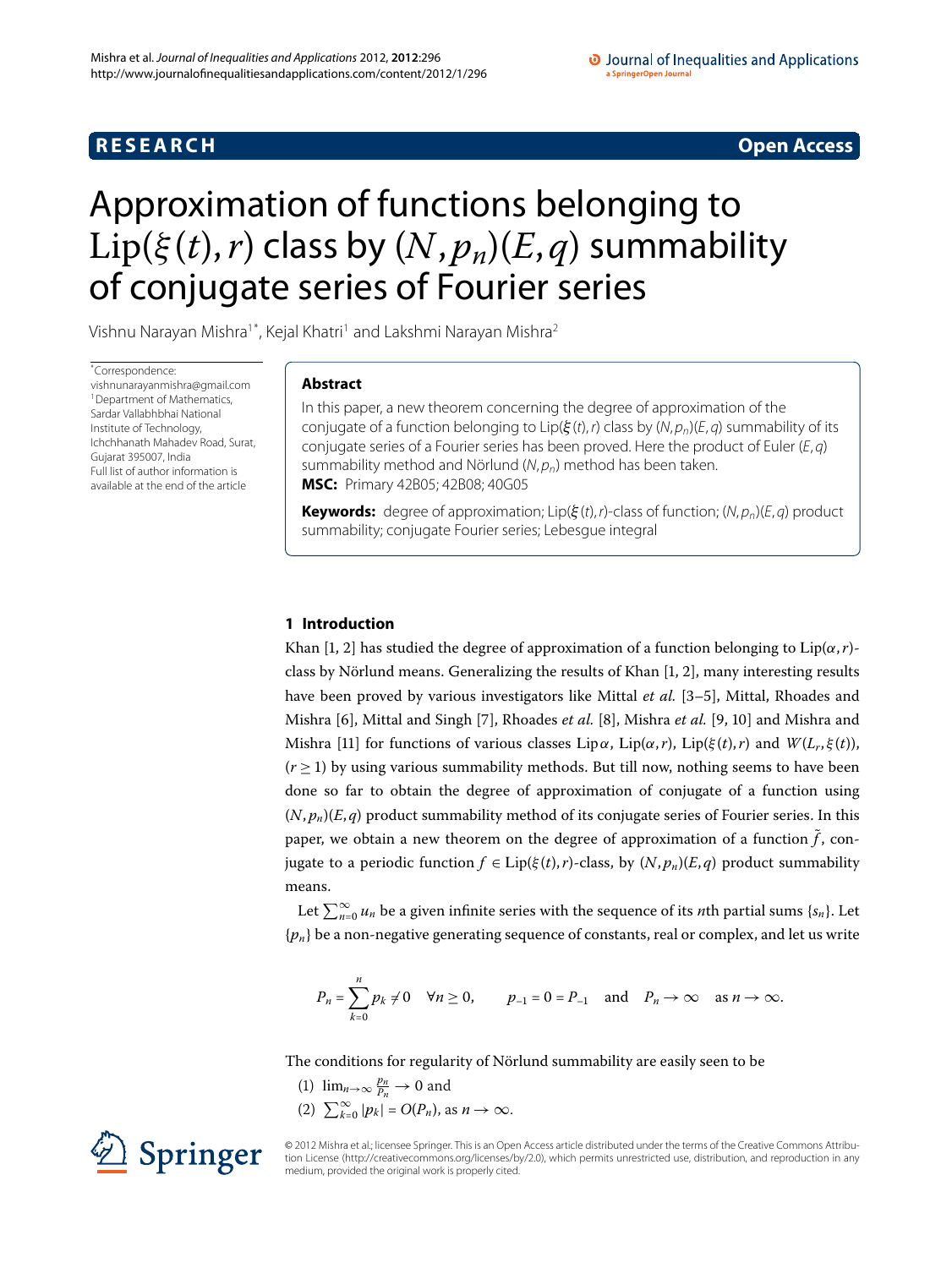**RESEARCH** **Open Access**

# Approximation of functions belonging to $\mathrm{Lip}(\xi(t), r)$ class by $(N, p_n)(E, q)$ summability of conjugate series of Fourier series

Vishnu Narayan Mishra[1*], Kejal Khatri[1] and Lakshmi Narayan Mishra[2]

*Correspondence: vishnunarayanmishra@gmail.com
[1]Department of Mathematics, Sardar Vallabhbhai National Institute of Technology, Ichchhanath Mahadev Road, Surat, Gujarat 395007, India
Full list of author information is available at the end of the article

## Abstract

In this paper, a new theorem concerning the degree of approximation of the conjugate of a function belonging to $\mathrm{Lip}(\xi(t), r)$ class by $(N, p_n)(E, q)$ summability of its conjugate series of a Fourier series has been proved. Here the product of Euler $(E, q)$ summability method and Nörlund $(N, p_n)$ method has been taken.

**MSC:** Primary 42B05; 42B08; 40G05

**Keywords:** degree of approximation; $\mathrm{Lip}(\xi(t), r)$-class of function; $(N, p_n)(E, q)$ product summability; conjugate Fourier series; Lebesgue integral

## 1 Introduction

Khan [1, 2] has studied the degree of approximation of a function belonging to $\mathrm{Lip}(\alpha, r)$-class by Nörlund means. Generalizing the results of Khan [1, 2], many interesting results have been proved by various investigators like Mittal *et al.* [3–5], Mittal, Rhoades and Mishra [6], Mittal and Singh [7], Rhoades *et al.* [8], Mishra *et al.* [9, 10] and Mishra and Mishra [11] for functions of various classes $\mathrm{Lip}\,\alpha$, $\mathrm{Lip}(\alpha, r)$, $\mathrm{Lip}(\xi(t), r)$ and $W(L_r, \xi(t))$, $(r \geq 1)$ by using various summability methods. But till now, nothing seems to have been done so far to obtain the degree of approximation of conjugate of a function using $(N, p_n)(E, q)$ product summability method of its conjugate series of Fourier series. In this paper, we obtain a new theorem on the degree of approximation of a function $\tilde{f}$, conjugate to a periodic function $f \in \mathrm{Lip}(\xi(t), r)$-class, by $(N, p_n)(E, q)$ product summability means.

Let $\sum_{n=0}^{\infty} u_n$ be a given infinite series with the sequence of its $n$th partial sums $\{s_n\}$. Let $\{p_n\}$ be a non-negative generating sequence of constants, real or complex, and let us write

$$P_n = \sum_{k=0}^{n} p_k \neq 0 \quad \forall n \geq 0, \qquad p_{-1} = 0 = P_{-1} \quad \text{and} \quad P_n \to \infty \quad \text{as } n \to \infty.$$

The conditions for regularity of Nörlund summability are easily seen to be

(1) $\lim_{n \to \infty} \frac{p_n}{P_n} \to 0$ and
(2) $\sum_{k=0}^{\infty} |p_k| = O(P_n)$, as $n \to \infty$.

© 2012 Mishra et al.; licensee Springer. This is an Open Access article distributed under the terms of the Creative Commons Attribution License (http://creativecommons.org/licenses/by/2.0), which permits unrestricted use, distribution, and reproduction in any medium, provided the original work is properly cited.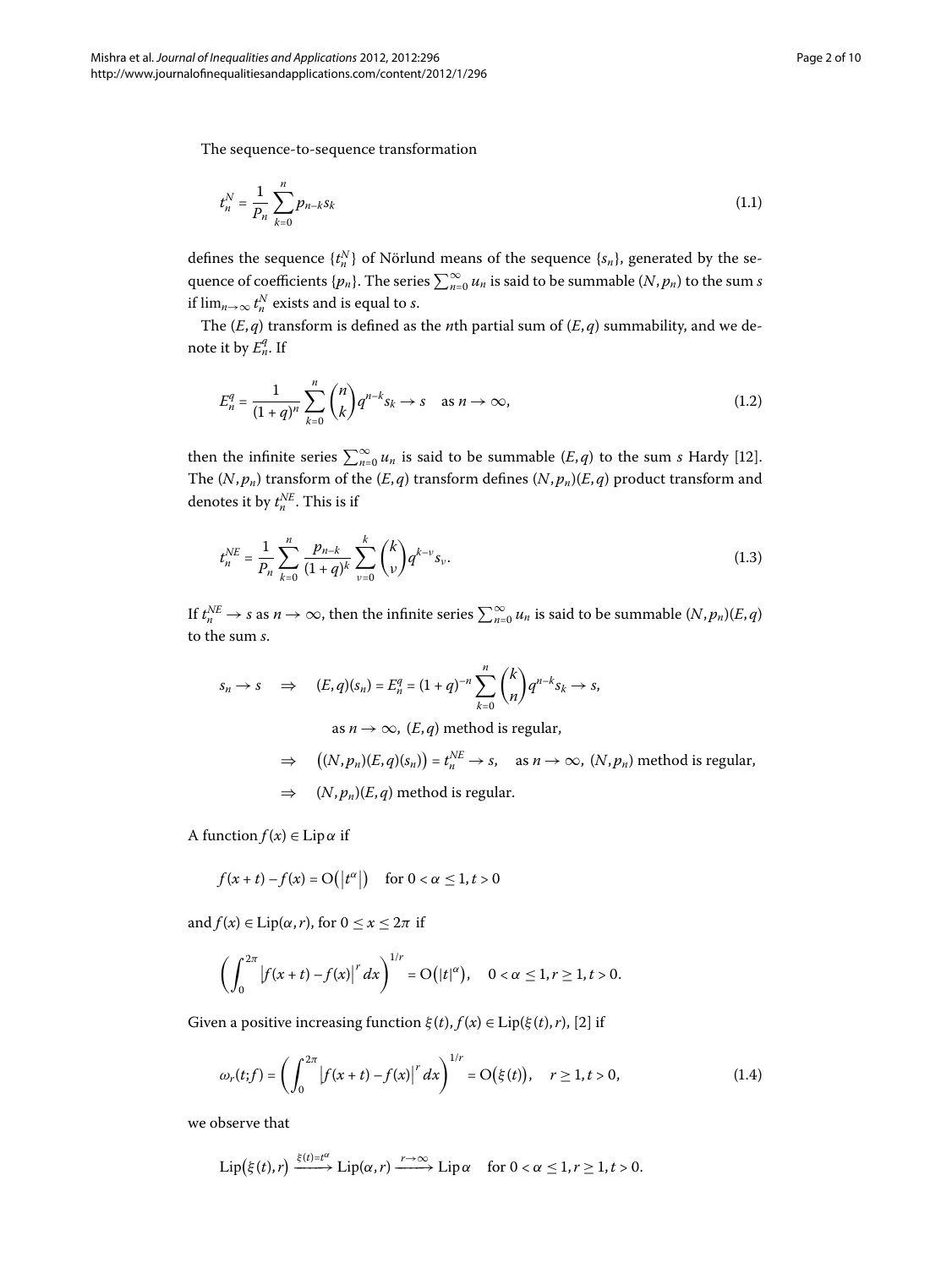The sequence-to-sequence transformation

$$t_n^N = \frac{1}{P_n}\sum_{k=0}^{n} p_{n-k}s_k \tag{1.1}$$

defines the sequence $\{t_n^N\}$ of Nörlund means of the sequence $\{s_n\}$, generated by the sequence of coefficients $\{p_n\}$. The series $\sum_{n=0}^{\infty} u_n$ is said to be summable $(N, p_n)$ to the sum $s$ if $\lim_{n\to\infty} t_n^N$ exists and is equal to $s$.

The $(E, q)$ transform is defined as the $n$th partial sum of $(E, q)$ summability, and we denote it by $E_n^q$. If

$$E_n^q = \frac{1}{(1+q)^n}\sum_{k=0}^{n}\binom{n}{k} q^{n-k}s_k \to s \quad \text{as } n \to \infty, \tag{1.2}$$

then the infinite series $\sum_{n=0}^{\infty} u_n$ is said to be summable $(E, q)$ to the sum $s$ Hardy [12]. The $(N, p_n)$ transform of the $(E, q)$ transform defines $(N, p_n)(E, q)$ product transform and denotes it by $t_n^{NE}$. This is if

$$t_n^{NE} = \frac{1}{P_n}\sum_{k=0}^{n}\frac{p_{n-k}}{(1+q)^k}\sum_{\nu=0}^{k}\binom{k}{\nu} q^{k-\nu}s_\nu. \tag{1.3}$$

If $t_n^{NE} \to s$ as $n \to \infty$, then the infinite series $\sum_{n=0}^{\infty} u_n$ is said to be summable $(N, p_n)(E, q)$ to the sum $s$.

$$\begin{aligned}
s_n \to s \quad &\Rightarrow \quad (E,q)(s_n) = E_n^q = (1+q)^{-n}\sum_{k=0}^{n}\binom{k}{n} q^{n-k}s_k \to s, \\
&\qquad \text{as } n \to \infty,\ (E,q) \text{ method is regular,} \\
&\Rightarrow \quad \big((N,p_n)(E,q)(s_n)\big) = t_n^{NE} \to s, \quad \text{as } n \to \infty,\ (N,p_n) \text{ method is regular,} \\
&\Rightarrow \quad (N,p_n)(E,q) \text{ method is regular.}
\end{aligned}$$

A function $f(x) \in \operatorname{Lip}\alpha$ if

$$f(x+t) - f(x) = O\big(|t^\alpha|\big) \quad \text{for } 0 < \alpha \le 1, t > 0$$

and $f(x) \in \operatorname{Lip}(\alpha, r)$, for $0 \le x \le 2\pi$ if

$$\left(\int_0^{2\pi} \big|f(x+t) - f(x)\big|^r dx\right)^{1/r} = O\big(|t|^\alpha\big), \quad 0 < \alpha \le 1, r \ge 1, t > 0.$$

Given a positive increasing function $\xi(t)$, $f(x) \in \operatorname{Lip}(\xi(t), r)$, [2] if

$$\omega_r(t;f) = \left(\int_0^{2\pi} \big|f(x+t) - f(x)\big|^r dx\right)^{1/r} = O\big(\xi(t)\big), \quad r \ge 1, t > 0, \tag{1.4}$$

we observe that

$$\operatorname{Lip}\big(\xi(t), r\big) \xrightarrow{\xi(t) = t^\alpha} \operatorname{Lip}(\alpha, r) \xrightarrow{r \to \infty} \operatorname{Lip}\alpha \quad \text{for } 0 < \alpha \le 1, r \ge 1, t > 0.$$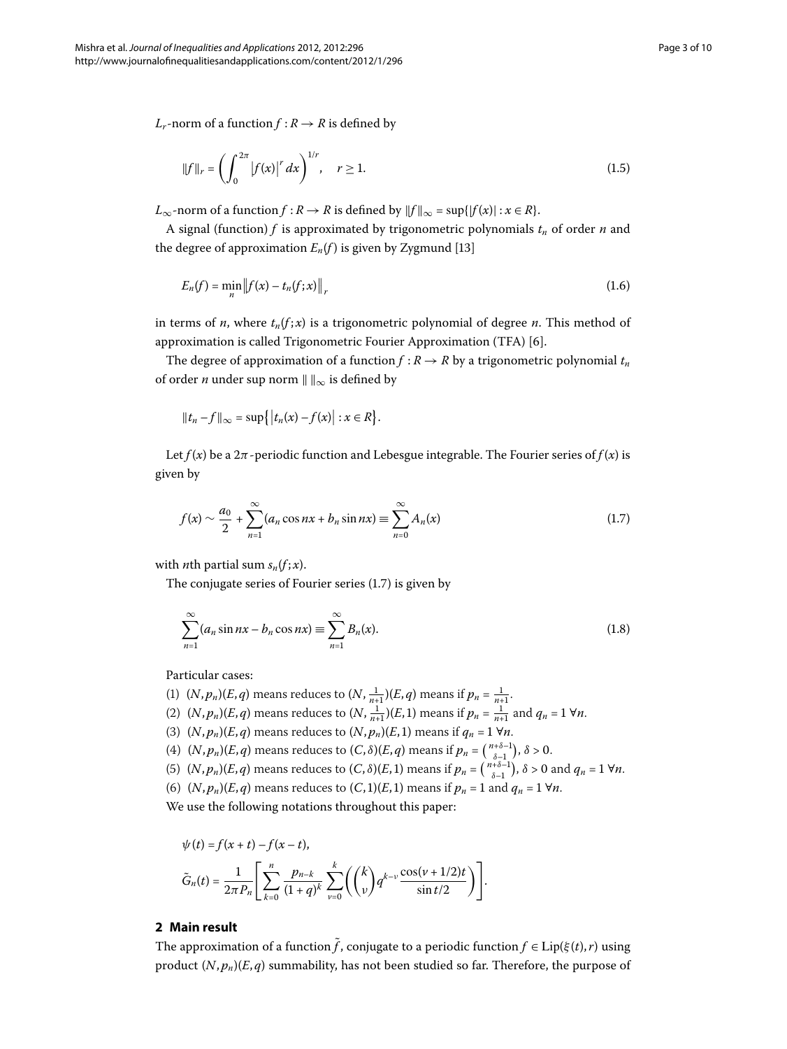$L_r$-norm of a function $f : R \to R$ is defined by

$$\|f\|_r = \left( \int_0^{2\pi} \left| f(x) \right|^r dx \right)^{1/r}, \quad r \geq 1. \tag{1.5}$$

$L_\infty$-norm of a function $f : R \to R$ is defined by $\|f\|_\infty = \sup\{|f(x)| : x \in R\}$.

A signal (function) $f$ is approximated by trigonometric polynomials $t_n$ of order $n$ and the degree of approximation $E_n(f)$ is given by Zygmund [13]

$$E_n(f) = \min_n \left\| f(x) - t_n(f;x) \right\|_r \tag{1.6}$$

in terms of $n$, where $t_n(f;x)$ is a trigonometric polynomial of degree $n$. This method of approximation is called Trigonometric Fourier Approximation (TFA) [6].

The degree of approximation of a function $f : R \to R$ by a trigonometric polynomial $t_n$ of order $n$ under sup norm $\| \, \|_\infty$ is defined by

$$\|t_n - f\|_\infty = \sup\left\{ \left| t_n(x) - f(x) \right| : x \in R \right\}.$$

Let $f(x)$ be a $2\pi$-periodic function and Lebesgue integrable. The Fourier series of $f(x)$ is given by

$$f(x) \sim \frac{a_0}{2} + \sum_{n=1}^{\infty} (a_n \cos nx + b_n \sin nx) \equiv \sum_{n=0}^{\infty} A_n(x) \tag{1.7}$$

with $n$th partial sum $s_n(f;x)$.

The conjugate series of Fourier series (1.7) is given by

$$\sum_{n=1}^{\infty} (a_n \sin nx - b_n \cos nx) \equiv \sum_{n=1}^{\infty} B_n(x). \tag{1.8}$$

Particular cases:

(1) $(N,p_n)(E,q)$ means reduces to $(N, \frac{1}{n+1})(E,q)$ means if $p_n = \frac{1}{n+1}$.
(2) $(N,p_n)(E,q)$ means reduces to $(N, \frac{1}{n+1})(E,1)$ means if $p_n = \frac{1}{n+1}$ and $q_n = 1 \; \forall n$.
(3) $(N,p_n)(E,q)$ means reduces to $(N,p_n)(E,1)$ means if $q_n = 1 \; \forall n$.
(4) $(N,p_n)(E,q)$ means reduces to $(C,\delta)(E,q)$ means if $p_n = \binom{n+\delta-1}{\delta-1}$, $\delta > 0$.
(5) $(N,p_n)(E,q)$ means reduces to $(C,\delta)(E,1)$ means if $p_n = \binom{n+\delta-1}{\delta-1}$, $\delta > 0$ and $q_n = 1 \; \forall n$.
(6) $(N,p_n)(E,q)$ means reduces to $(C,1)(E,1)$ means if $p_n = 1$ and $q_n = 1 \; \forall n$.

We use the following notations throughout this paper:

$$\psi(t) = f(x+t) - f(x-t),$$

$$\tilde{G}_n(t) = \frac{1}{2\pi P_n} \left[ \sum_{k=0}^{n} \frac{p_{n-k}}{(1+q)^k} \sum_{\nu=0}^{k} \left( \binom{k}{\nu} q^{k-\nu} \frac{\cos(\nu + 1/2)t}{\sin t/2} \right) \right].$$

## 2 Main result

The approximation of a function $\tilde{f}$, conjugate to a periodic function $f \in \text{Lip}(\xi(t), r)$ using product $(N,p_n)(E,q)$ summability, has not been studied so far. Therefore, the purpose of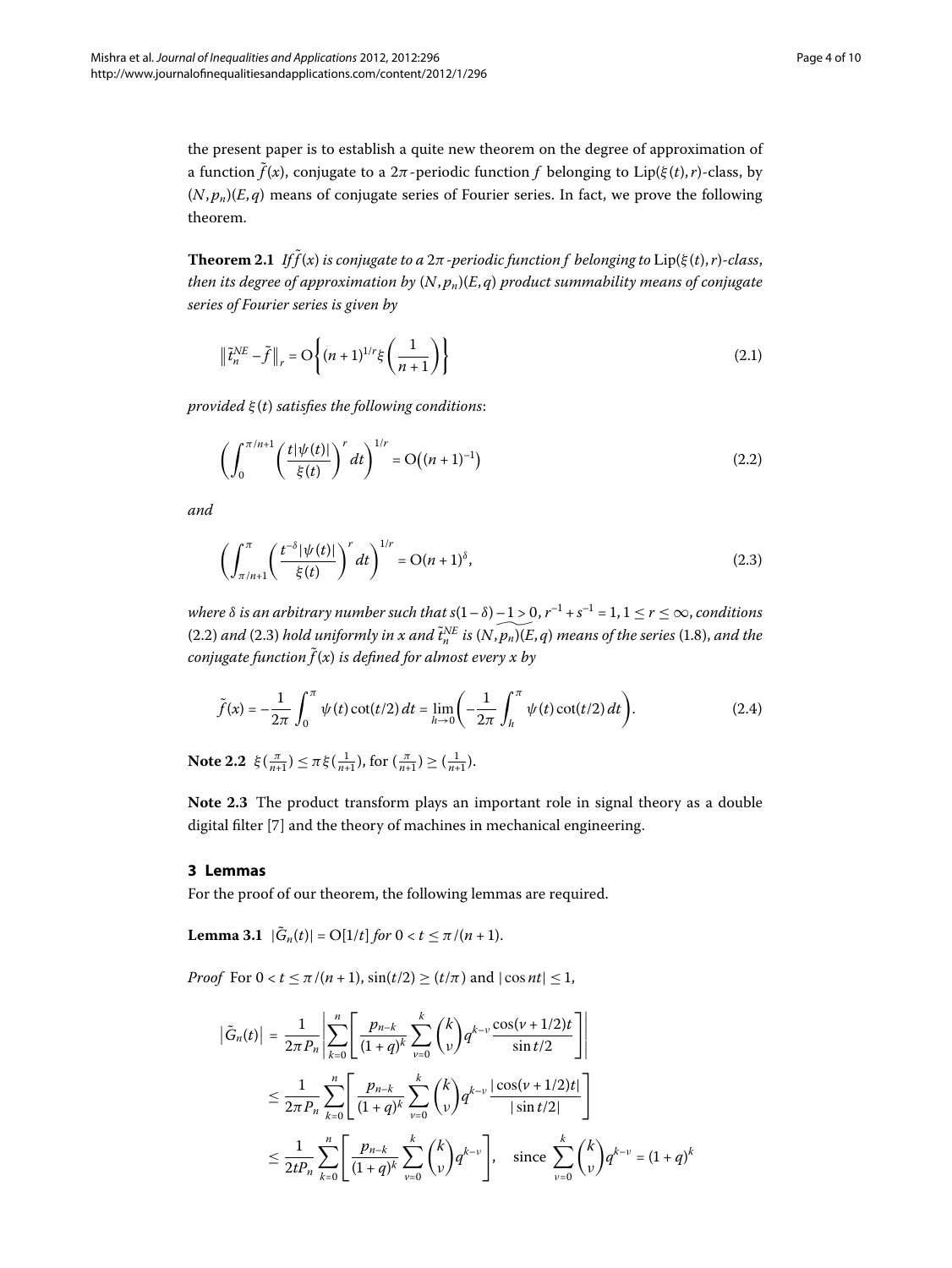the present paper is to establish a quite new theorem on the degree of approximation of a function $\tilde{f}(x)$, conjugate to a $2\pi$-periodic function $f$ belonging to $\mathrm{Lip}(\xi(t),r)$-class, by $(N,p_n)(E,q)$ means of conjugate series of Fourier series. In fact, we prove the following theorem.

**Theorem 2.1** *If $\tilde{f}(x)$ is conjugate to a $2\pi$-periodic function $f$ belonging to $\mathrm{Lip}(\xi(t),r)$-class, then its degree of approximation by $(N,p_n)(E,q)$ product summability means of conjugate series of Fourier series is given by*

$$\|\tilde{t}_n^{NE} - \tilde{f}\|_r = \mathrm{O}\left\{(n+1)^{1/r}\xi\left(\frac{1}{n+1}\right)\right\} \tag{2.1}$$

*provided $\xi(t)$ satisfies the following conditions*:

$$\left(\int_0^{\pi/n+1}\left(\frac{t|\psi(t)|}{\xi(t)}\right)^r dt\right)^{1/r} = \mathrm{O}\big((n+1)^{-1}\big) \tag{2.2}$$

*and*

$$\left(\int_{\pi/n+1}^{\pi}\left(\frac{t^{-\delta}|\psi(t)|}{\xi(t)}\right)^r dt\right)^{1/r} = \mathrm{O}(n+1)^{\delta}, \tag{2.3}$$

*where $\delta$ is an arbitrary number such that $s(1-\delta)-1>0$, $r^{-1}+s^{-1}=1$, $1\le r\le\infty$, conditions* (2.2) *and* (2.3) *hold uniformly in $x$ and $\tilde{t}_n^{NE}$ is $(N,p_n)(E,q)$ means of the series* (1.8), *and the conjugate function $\tilde{f}(x)$ is defined for almost every $x$ by*

$$\tilde{f}(x) = -\frac{1}{2\pi}\int_0^{\pi}\psi(t)\cot(t/2)\,dt = \lim_{h\to 0}\left(-\frac{1}{2\pi}\int_h^{\pi}\psi(t)\cot(t/2)\,dt\right). \tag{2.4}$$

**Note 2.2** $\xi(\frac{\pi}{n+1}) \le \pi\xi(\frac{1}{n+1})$, for $(\frac{\pi}{n+1}) \ge (\frac{1}{n+1})$.

**Note 2.3** The product transform plays an important role in signal theory as a double digital filter [7] and the theory of machines in mechanical engineering.

## 3 Lemmas

For the proof of our theorem, the following lemmas are required.

**Lemma 3.1** $|\tilde{G}_n(t)| = \mathrm{O}[1/t]$ *for* $0 < t \le \pi/(n+1)$.

*Proof* For $0 < t \le \pi/(n+1)$, $\sin(t/2) \ge (t/\pi)$ and $|\cos nt| \le 1$,

$$\begin{aligned}
|\tilde{G}_n(t)| &= \frac{1}{2\pi P_n}\left|\sum_{k=0}^{n}\left[\frac{p_{n-k}}{(1+q)^k}\sum_{\nu=0}^{k}\binom{k}{\nu}q^{k-\nu}\frac{\cos(\nu+1/2)t}{\sin t/2}\right]\right| \\
&\le \frac{1}{2\pi P_n}\sum_{k=0}^{n}\left[\frac{p_{n-k}}{(1+q)^k}\sum_{\nu=0}^{k}\binom{k}{\nu}q^{k-\nu}\frac{|\cos(\nu+1/2)t|}{|\sin t/2|}\right] \\
&\le \frac{1}{2tP_n}\sum_{k=0}^{n}\left[\frac{p_{n-k}}{(1+q)^k}\sum_{\nu=0}^{k}\binom{k}{\nu}q^{k-\nu}\right], \quad \text{since } \sum_{\nu=0}^{k}\binom{k}{\nu}q^{k-\nu} = (1+q)^k
\end{aligned}$$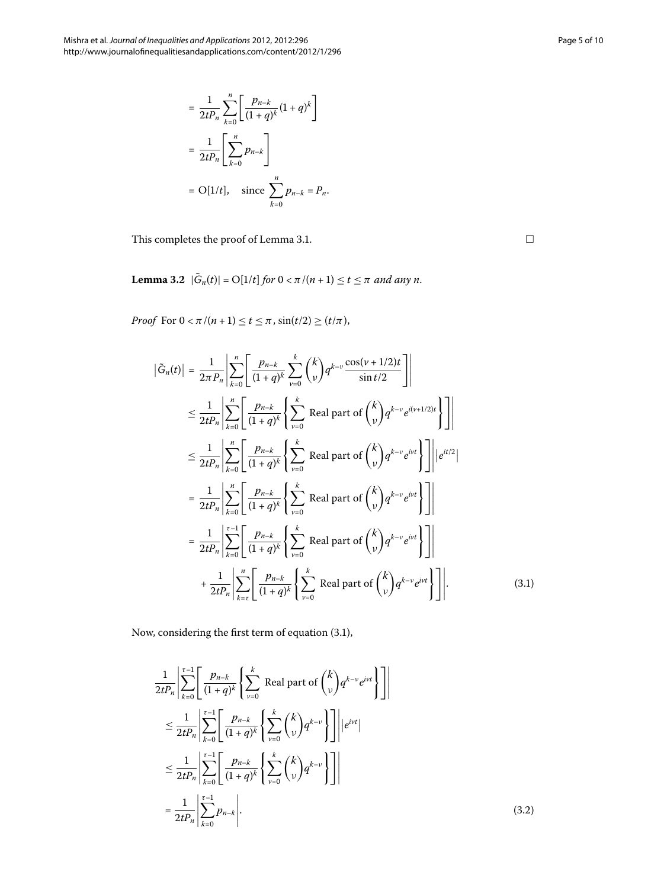$$
\begin{aligned}
&= \frac{1}{2tP_n} \sum_{k=0}^{n} \left[ \frac{p_{n-k}}{(1+q)^k} (1+q)^k \right] \\
&= \frac{1}{2tP_n} \left[ \sum_{k=0}^{n} p_{n-k} \right] \\
&= \mathrm{O}[1/t], \quad \text{since } \sum_{k=0}^{n} p_{n-k} = P_n.
\end{aligned}
$$

This completes the proof of Lemma 3.1. □

**Lemma 3.2** $|\tilde{G}_n(t)| = \mathrm{O}[1/t]$ *for* $0 < \pi/(n+1) \le t \le \pi$ *and any* $n$.

*Proof* For $0 < \pi/(n+1) \le t \le \pi$, $\sin(t/2) \ge (t/\pi)$,

$$
\begin{aligned}
\left|\tilde{G}_n(t)\right| &= \frac{1}{2\pi P_n} \left| \sum_{k=0}^{n} \left[ \frac{p_{n-k}}{(1+q)^k} \sum_{\nu=0}^{k} \binom{k}{\nu} q^{k-\nu} \frac{\cos(\nu+1/2)t}{\sin t/2} \right] \right| \\
&\le \frac{1}{2tP_n} \left| \sum_{k=0}^{n} \left[ \frac{p_{n-k}}{(1+q)^k} \left\{ \sum_{\nu=0}^{k} \text{Real part of } \binom{k}{\nu} q^{k-\nu} e^{i(\nu+1/2)t} \right\} \right] \right| \\
&\le \frac{1}{2tP_n} \left| \sum_{k=0}^{n} \left[ \frac{p_{n-k}}{(1+q)^k} \left\{ \sum_{\nu=0}^{k} \text{Real part of } \binom{k}{\nu} q^{k-\nu} e^{i\nu t} \right\} \right] \right| \left| e^{it/2} \right| \\
&= \frac{1}{2tP_n} \left| \sum_{k=0}^{n} \left[ \frac{p_{n-k}}{(1+q)^k} \left\{ \sum_{\nu=0}^{k} \text{Real part of } \binom{k}{\nu} q^{k-\nu} e^{i\nu t} \right\} \right] \right| \\
&= \frac{1}{2tP_n} \left| \sum_{k=0}^{\tau-1} \left[ \frac{p_{n-k}}{(1+q)^k} \left\{ \sum_{\nu=0}^{k} \text{Real part of } \binom{k}{\nu} q^{k-\nu} e^{i\nu t} \right\} \right] \right| \\
&\quad + \frac{1}{2tP_n} \left| \sum_{k=\tau}^{n} \left[ \frac{p_{n-k}}{(1+q)^k} \left\{ \sum_{\nu=0}^{k} \text{Real part of } \binom{k}{\nu} q^{k-\nu} e^{i\nu t} \right\} \right] \right|. \qquad (3.1)
\end{aligned}
$$

Now, considering the first term of equation (3.1),

$$
\begin{aligned}
&\frac{1}{2tP_n} \left| \sum_{k=0}^{\tau-1} \left[ \frac{p_{n-k}}{(1+q)^k} \left\{ \sum_{\nu=0}^{k} \text{Real part of } \binom{k}{\nu} q^{k-\nu} e^{i\nu t} \right\} \right] \right| \\
&\le \frac{1}{2tP_n} \left| \sum_{k=0}^{\tau-1} \left[ \frac{p_{n-k}}{(1+q)^k} \left\{ \sum_{\nu=0}^{k} \binom{k}{\nu} q^{k-\nu} \right\} \right] \right| \left| e^{i\nu t} \right| \\
&\le \frac{1}{2tP_n} \left| \sum_{k=0}^{\tau-1} \left[ \frac{p_{n-k}}{(1+q)^k} \left\{ \sum_{\nu=0}^{k} \binom{k}{\nu} q^{k-\nu} \right\} \right] \right| \\
&= \frac{1}{2tP_n} \left| \sum_{k=0}^{\tau-1} p_{n-k} \right|. \qquad (3.2)
\end{aligned}
$$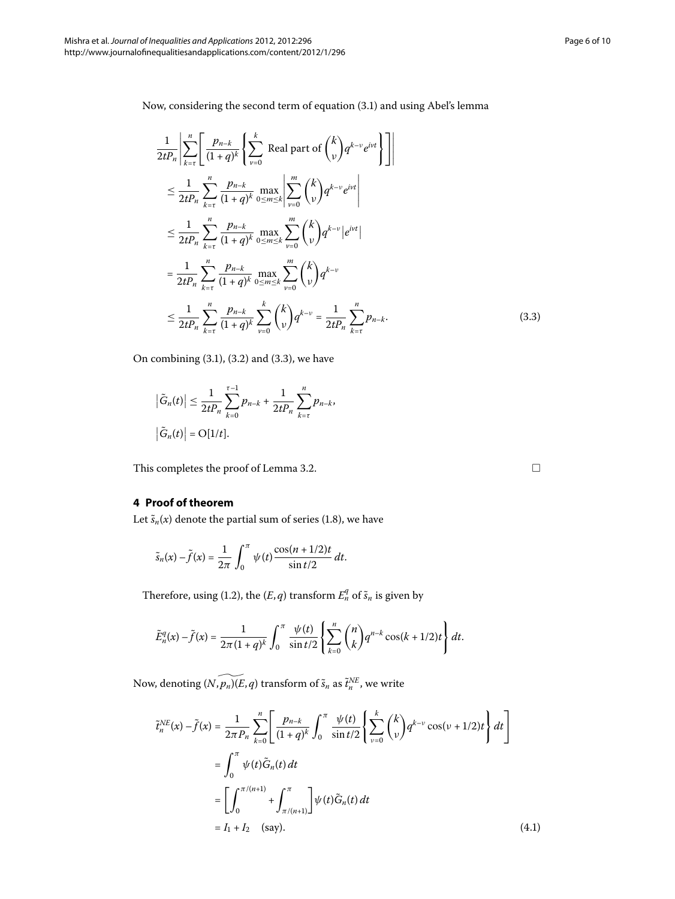Now, considering the second term of equation (3.1) and using Abel's lemma

$$\begin{aligned}
&\frac{1}{2tP_n}\left|\sum_{k=\tau}^{n}\left[\frac{p_{n-k}}{(1+q)^k}\left\{\sum_{\nu=0}^{k} \text{ Real part of } \binom{k}{\nu} q^{k-\nu} e^{i\nu t}\right\}\right]\right| \\
&\leq \frac{1}{2tP_n}\sum_{k=\tau}^{n}\frac{p_{n-k}}{(1+q)^k}\max_{0\leq m\leq k}\left|\sum_{\nu=0}^{m}\binom{k}{\nu}q^{k-\nu}e^{i\nu t}\right| \\
&\leq \frac{1}{2tP_n}\sum_{k=\tau}^{n}\frac{p_{n-k}}{(1+q)^k}\max_{0\leq m\leq k}\sum_{\nu=0}^{m}\binom{k}{\nu}q^{k-\nu}\left|e^{i\nu t}\right| \\
&= \frac{1}{2tP_n}\sum_{k=\tau}^{n}\frac{p_{n-k}}{(1+q)^k}\max_{0\leq m\leq k}\sum_{\nu=0}^{m}\binom{k}{\nu}q^{k-\nu} \\
&\leq \frac{1}{2tP_n}\sum_{k=\tau}^{n}\frac{p_{n-k}}{(1+q)^k}\sum_{\nu=0}^{k}\binom{k}{\nu}q^{k-\nu} = \frac{1}{2tP_n}\sum_{k=\tau}^{n}p_{n-k}.
\end{aligned} \tag{3.3}$$

On combining (3.1), (3.2) and (3.3), we have

$$\begin{aligned}
&\left|\tilde{G}_n(t)\right| \leq \frac{1}{2tP_n}\sum_{k=0}^{\tau-1}p_{n-k} + \frac{1}{2tP_n}\sum_{k=\tau}^{n}p_{n-k}, \\
&\left|\tilde{G}_n(t)\right| = \mathrm{O}[1/t].
\end{aligned}$$

This completes the proof of Lemma 3.2. □

## 4 Proof of theorem

Let $\tilde{s}_n(x)$ denote the partial sum of series (1.8), we have

$$\tilde{s}_n(x) - \tilde{f}(x) = \frac{1}{2\pi}\int_0^{\pi}\psi(t)\frac{\cos(n+1/2)t}{\sin t/2}\,dt.$$

Therefore, using (1.2), the $(E,q)$ transform $E_n^q$ of $\tilde{s}_n$ is given by

$$\tilde{E}_n^q(x) - \tilde{f}(x) = \frac{1}{2\pi(1+q)^k}\int_0^{\pi}\frac{\psi(t)}{\sin t/2}\left\{\sum_{k=0}^{n}\binom{n}{k}q^{n-k}\cos(k+1/2)t\right\}dt.$$

Now, denoting $\widetilde{(N,p_n)}(E,q)$ transform of $\tilde{s}_n$ as $\tilde{t}_n^{NE}$, we write

$$\begin{aligned}
\tilde{t}_n^{NE}(x) - \tilde{f}(x) &= \frac{1}{2\pi P_n}\sum_{k=0}^{n}\left[\frac{p_{n-k}}{(1+q)^k}\int_0^{\pi}\frac{\psi(t)}{\sin t/2}\left\{\sum_{\nu=0}^{k}\binom{k}{\nu}q^{k-\nu}\cos(\nu+1/2)t\right\}dt\right] \\
&= \int_0^{\pi}\psi(t)\tilde{G}_n(t)\,dt \\
&= \left[\int_0^{\pi/(n+1)} + \int_{\pi/(n+1)}^{\pi}\right]\psi(t)\tilde{G}_n(t)\,dt \\
&= I_1 + I_2 \quad \text{(say)}.
\end{aligned} \tag{4.1}$$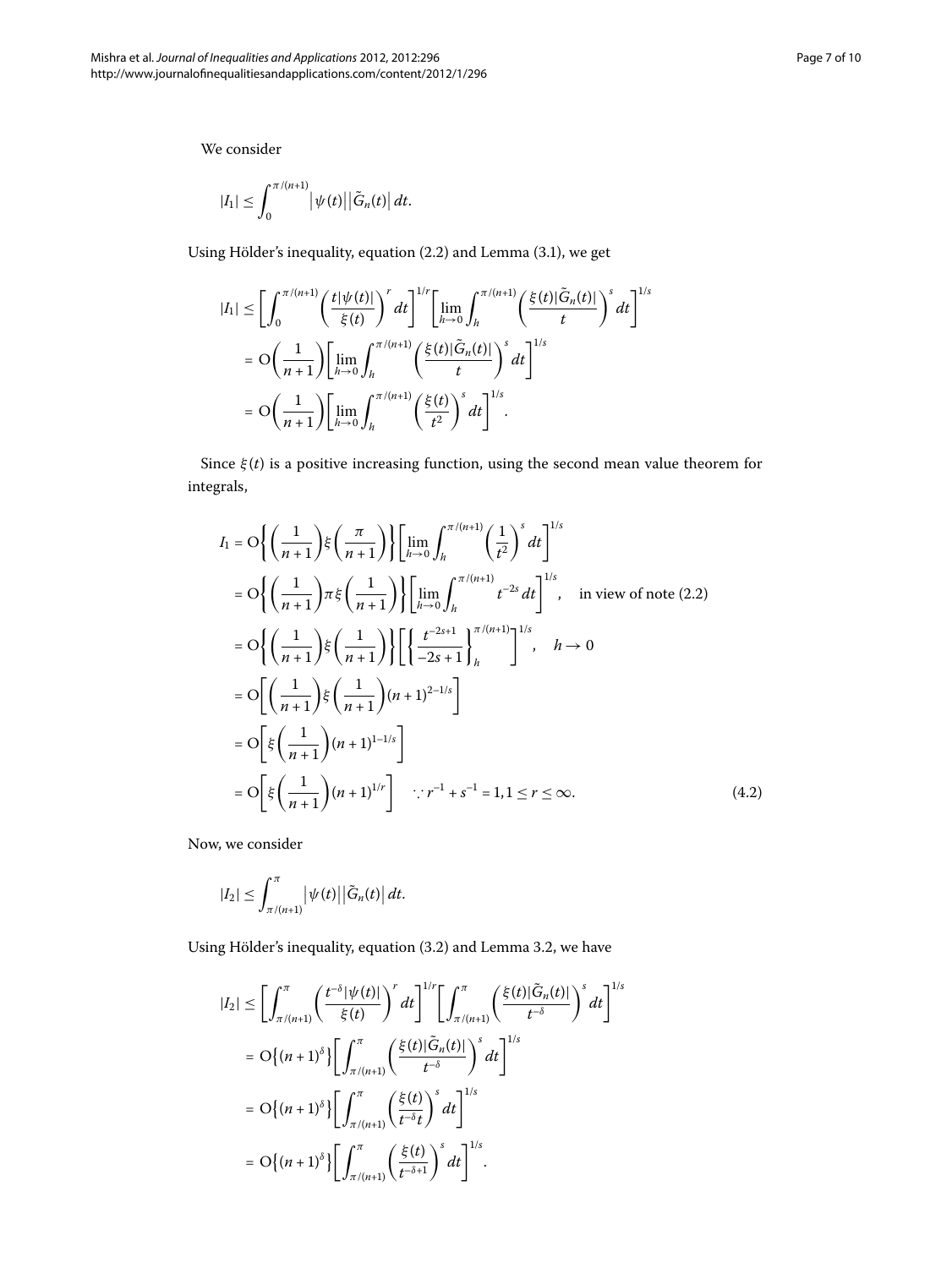We consider

$$|I_1| \le \int_0^{\pi/(n+1)} \left|\psi(t)\right| \left|\tilde{G}_n(t)\right| dt.$$

Using Hölder's inequality, equation (2.2) and Lemma (3.1), we get

$$\begin{aligned}
|I_1| &\le \left[\int_0^{\pi/(n+1)} \left(\frac{t|\psi(t)|}{\xi(t)}\right)^r dt\right]^{1/r} \left[\lim_{h\to 0}\int_h^{\pi/(n+1)} \left(\frac{\xi(t)|\tilde{G}_n(t)|}{t}\right)^s dt\right]^{1/s} \\
&= \mathrm{O}\left(\frac{1}{n+1}\right)\left[\lim_{h\to 0}\int_h^{\pi/(n+1)} \left(\frac{\xi(t)|\tilde{G}_n(t)|}{t}\right)^s dt\right]^{1/s} \\
&= \mathrm{O}\left(\frac{1}{n+1}\right)\left[\lim_{h\to 0}\int_h^{\pi/(n+1)} \left(\frac{\xi(t)}{t^2}\right)^s dt\right]^{1/s}.
\end{aligned}$$

Since $\xi(t)$ is a positive increasing function, using the second mean value theorem for integrals,

$$\begin{aligned}
I_1 &= \mathrm{O}\left\{\left(\frac{1}{n+1}\right)\xi\left(\frac{\pi}{n+1}\right)\right\}\left[\lim_{h\to 0}\int_h^{\pi/(n+1)} \left(\frac{1}{t^2}\right)^s dt\right]^{1/s} \\
&= \mathrm{O}\left\{\left(\frac{1}{n+1}\right)\pi\xi\left(\frac{1}{n+1}\right)\right\}\left[\lim_{h\to 0}\int_h^{\pi/(n+1)} t^{-2s} dt\right]^{1/s}, \quad \text{in view of note (2.2)} \\
&= \mathrm{O}\left\{\left(\frac{1}{n+1}\right)\xi\left(\frac{1}{n+1}\right)\right\}\left[\left\{\frac{t^{-2s+1}}{-2s+1}\right\}_h^{\pi/(n+1)}\right]^{1/s}, \quad h\to 0 \\
&= \mathrm{O}\left[\left(\frac{1}{n+1}\right)\xi\left(\frac{1}{n+1}\right)(n+1)^{2-1/s}\right] \\
&= \mathrm{O}\left[\xi\left(\frac{1}{n+1}\right)(n+1)^{1-1/s}\right] \\
&= \mathrm{O}\left[\xi\left(\frac{1}{n+1}\right)(n+1)^{1/r}\right] \quad \because r^{-1}+s^{-1}=1, 1\le r\le\infty.
\end{aligned} \tag{4.2}$$

Now, we consider

$$|I_2| \le \int_{\pi/(n+1)}^{\pi} \left|\psi(t)\right| \left|\tilde{G}_n(t)\right| dt.$$

Using Hölder's inequality, equation (3.2) and Lemma 3.2, we have

$$\begin{aligned}
|I_2| &\le \left[\int_{\pi/(n+1)}^{\pi} \left(\frac{t^{-\delta}|\psi(t)|}{\xi(t)}\right)^r dt\right]^{1/r} \left[\int_{\pi/(n+1)}^{\pi} \left(\frac{\xi(t)|\tilde{G}_n(t)|}{t^{-\delta}}\right)^s dt\right]^{1/s} \\
&= \mathrm{O}\left\{(n+1)^{\delta}\right\}\left[\int_{\pi/(n+1)}^{\pi} \left(\frac{\xi(t)|\tilde{G}_n(t)|}{t^{-\delta}}\right)^s dt\right]^{1/s} \\
&= \mathrm{O}\left\{(n+1)^{\delta}\right\}\left[\int_{\pi/(n+1)}^{\pi} \left(\frac{\xi(t)}{t^{-\delta}t}\right)^s dt\right]^{1/s} \\
&= \mathrm{O}\left\{(n+1)^{\delta}\right\}\left[\int_{\pi/(n+1)}^{\pi} \left(\frac{\xi(t)}{t^{-\delta+1}}\right)^s dt\right]^{1/s}.
\end{aligned}$$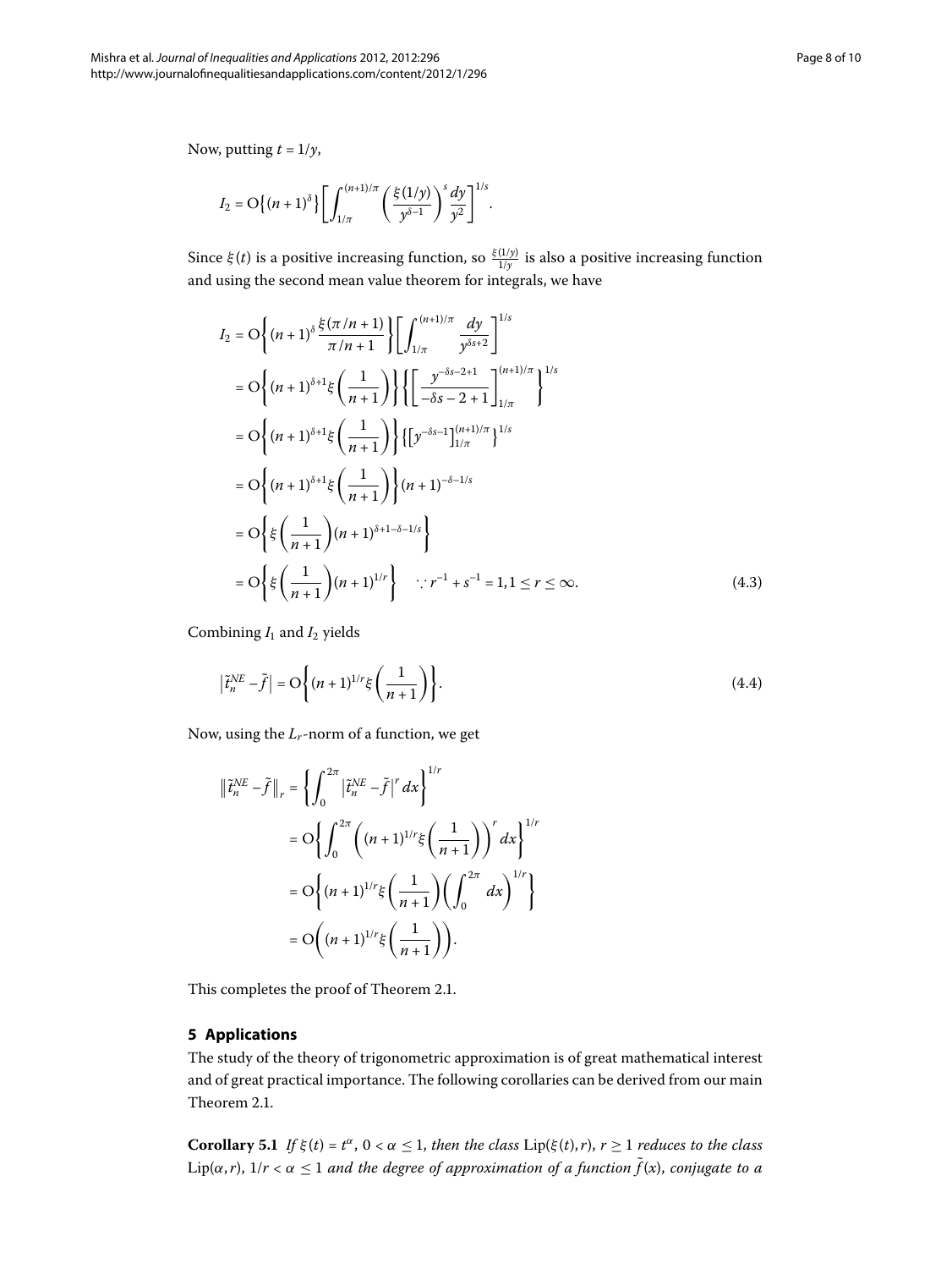Now, putting $t = 1/y$,

$$I_2 = \mathrm{O}\{(n+1)^\delta\}\left[\int_{1/\pi}^{(n+1)/\pi}\left(\frac{\xi(1/y)}{y^{\delta-1}}\right)^s\frac{dy}{y^2}\right]^{1/s}.$$

Since $\xi(t)$ is a positive increasing function, so $\frac{\xi(1/y)}{1/y}$ is also a positive increasing function and using the second mean value theorem for integrals, we have

$$\begin{aligned}
I_2 &= \mathrm{O}\left\{(n+1)^\delta\frac{\xi(\pi/n+1)}{\pi/n+1}\right\}\left[\int_{1/\pi}^{(n+1)/\pi}\frac{dy}{y^{\delta s+2}}\right]^{1/s} \\
&= \mathrm{O}\left\{(n+1)^{\delta+1}\xi\left(\frac{1}{n+1}\right)\right\}\left\{\left[\frac{y^{-\delta s-2+1}}{-\delta s-2+1}\right]_{1/\pi}^{(n+1)/\pi}\right\}^{1/s} \\
&= \mathrm{O}\left\{(n+1)^{\delta+1}\xi\left(\frac{1}{n+1}\right)\right\}\left\{\left[y^{-\delta s-1}\right]_{1/\pi}^{(n+1)/\pi}\right\}^{1/s} \\
&= \mathrm{O}\left\{(n+1)^{\delta+1}\xi\left(\frac{1}{n+1}\right)\right\}(n+1)^{-\delta-1/s} \\
&= \mathrm{O}\left\{\xi\left(\frac{1}{n+1}\right)(n+1)^{\delta+1-\delta-1/s}\right\} \\
&= \mathrm{O}\left\{\xi\left(\frac{1}{n+1}\right)(n+1)^{1/r}\right\} \quad \because r^{-1}+s^{-1}=1, 1\le r\le\infty.
\end{aligned} \tag{4.3}$$

Combining $I_1$ and $I_2$ yields

$$\left|\tilde{t}_n^{NE}-\tilde{f}\right| = \mathrm{O}\left\{(n+1)^{1/r}\xi\left(\frac{1}{n+1}\right)\right\}. \tag{4.4}$$

Now, using the $L_r$-norm of a function, we get

$$\begin{aligned}
\left\|\tilde{t}_n^{NE}-\tilde{f}\right\|_r &= \left\{\int_0^{2\pi}\left|\tilde{t}_n^{NE}-\tilde{f}\right|^r dx\right\}^{1/r} \\
&= \mathrm{O}\left\{\int_0^{2\pi}\left((n+1)^{1/r}\xi\left(\frac{1}{n+1}\right)\right)^r dx\right\}^{1/r} \\
&= \mathrm{O}\left\{(n+1)^{1/r}\xi\left(\frac{1}{n+1}\right)\left(\int_0^{2\pi}dx\right)^{1/r}\right\} \\
&= \mathrm{O}\left((n+1)^{1/r}\xi\left(\frac{1}{n+1}\right)\right).
\end{aligned}$$

This completes the proof of Theorem 2.1.

## 5 Applications

The study of the theory of trigonometric approximation is of great mathematical interest and of great practical importance. The following corollaries can be derived from our main Theorem 2.1.

**Corollary 5.1** *If $\xi(t) = t^\alpha$, $0 < \alpha \le 1$, then the class $\mathrm{Lip}(\xi(t), r)$, $r \ge 1$ reduces to the class $\mathrm{Lip}(\alpha, r)$, $1/r < \alpha \le 1$ and the degree of approximation of a function $\tilde{f}(x)$, conjugate to a*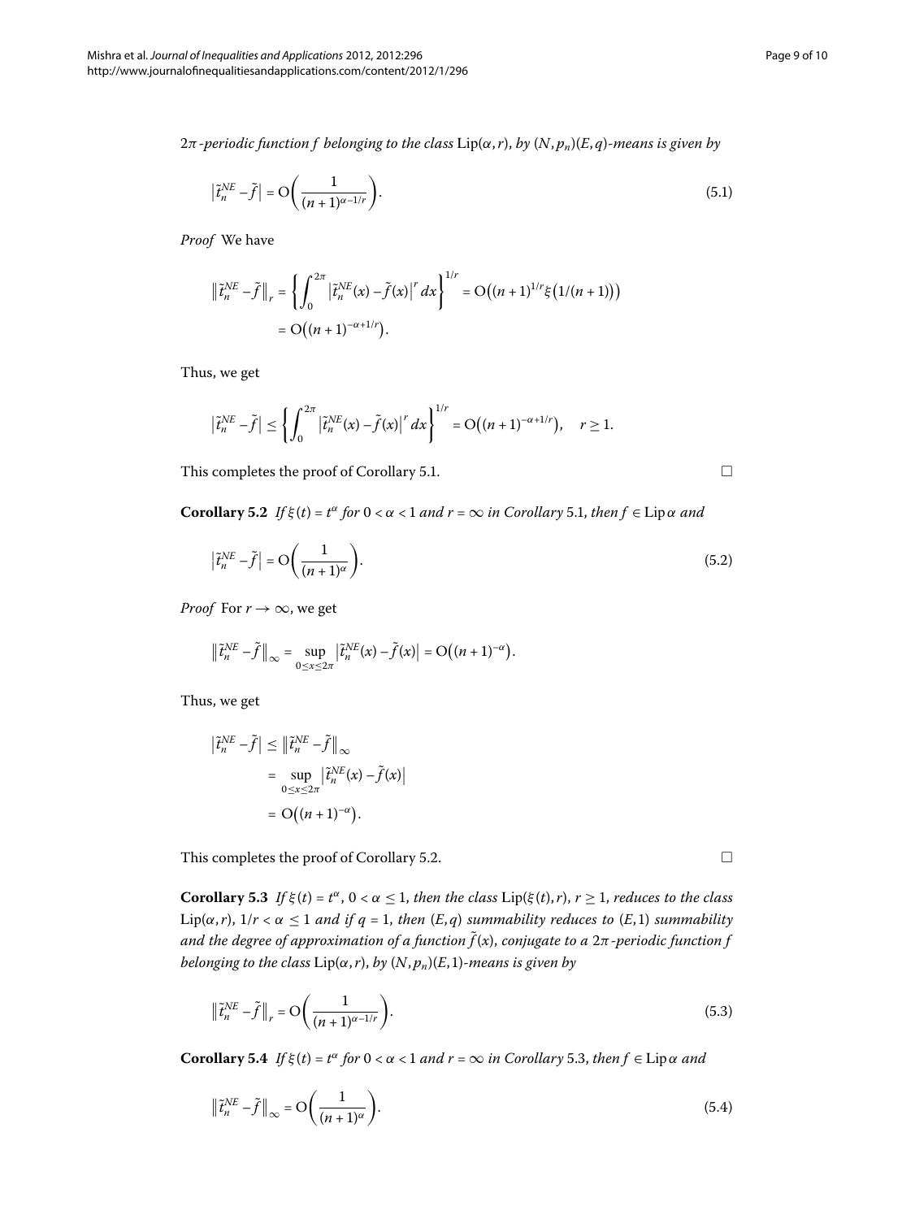$2\pi$*-periodic function* $f$ *belonging to the class* $\operatorname{Lip}(\alpha, r)$, *by* $(N, p_n)(E, q)$*-means is given by*

$$\left|\tilde{t}_n^{NE} - \tilde{f}\right| = \mathrm{O}\left(\frac{1}{(n+1)^{\alpha - 1/r}}\right). \tag{5.1}$$

*Proof* We have

$$\left\|\tilde{t}_n^{NE} - \tilde{f}\right\|_r = \left\{\int_0^{2\pi} \left|\tilde{t}_n^{NE}(x) - \tilde{f}(x)\right|^r dx\right\}^{1/r} = \mathrm{O}\left((n+1)^{1/r}\xi\left(1/(n+1)\right)\right)$$
$$= \mathrm{O}\left((n+1)^{-\alpha + 1/r}\right).$$

Thus, we get

$$\left|\tilde{t}_n^{NE} - \tilde{f}\right| \le \left\{\int_0^{2\pi} \left|\tilde{t}_n^{NE}(x) - \tilde{f}(x)\right|^r dx\right\}^{1/r} = \mathrm{O}\left((n+1)^{-\alpha + 1/r}\right), \quad r \ge 1.$$

This completes the proof of Corollary 5.1. □

**Corollary 5.2** *If* $\xi(t) = t^\alpha$ *for* $0 < \alpha < 1$ *and* $r = \infty$ *in Corollary* 5.1, *then* $f \in \operatorname{Lip}\alpha$ *and*

$$\left|\tilde{t}_n^{NE} - \tilde{f}\right| = \mathrm{O}\left(\frac{1}{(n+1)^{\alpha}}\right). \tag{5.2}$$

*Proof* For $r \to \infty$, we get

$$\left\|\tilde{t}_n^{NE} - \tilde{f}\right\|_\infty = \sup_{0 \le x \le 2\pi} \left|\tilde{t}_n^{NE}(x) - \tilde{f}(x)\right| = \mathrm{O}\left((n+1)^{-\alpha}\right).$$

Thus, we get

$$\begin{aligned}
\left|\tilde{t}_n^{NE} - \tilde{f}\right| &\le \left\|\tilde{t}_n^{NE} - \tilde{f}\right\|_\infty \\
&= \sup_{0 \le x \le 2\pi} \left|\tilde{t}_n^{NE}(x) - \tilde{f}(x)\right| \\
&= \mathrm{O}\left((n+1)^{-\alpha}\right).
\end{aligned}$$

This completes the proof of Corollary 5.2. □

**Corollary 5.3** *If* $\xi(t) = t^\alpha$, $0 < \alpha \le 1$, *then the class* $\operatorname{Lip}(\xi(t), r)$, $r \ge 1$, *reduces to the class* $\operatorname{Lip}(\alpha, r)$, $1/r < \alpha \le 1$ *and if* $q = 1$, *then* $(E, q)$ *summability reduces to* $(E, 1)$ *summability and the degree of approximation of a function* $\tilde{f}(x)$, *conjugate to a* $2\pi$*-periodic function* $f$ *belonging to the class* $\operatorname{Lip}(\alpha, r)$, *by* $(N, p_n)(E, 1)$*-means is given by*

$$\left\|\tilde{t}_n^{NE} - \tilde{f}\right\|_r = \mathrm{O}\left(\frac{1}{(n+1)^{\alpha - 1/r}}\right). \tag{5.3}$$

**Corollary 5.4** *If* $\xi(t) = t^\alpha$ *for* $0 < \alpha < 1$ *and* $r = \infty$ *in Corollary* 5.3, *then* $f \in \operatorname{Lip}\alpha$ *and*

$$\left\|\tilde{t}_n^{NE} - \tilde{f}\right\|_\infty = \mathrm{O}\left(\frac{1}{(n+1)^{\alpha}}\right). \tag{5.4}$$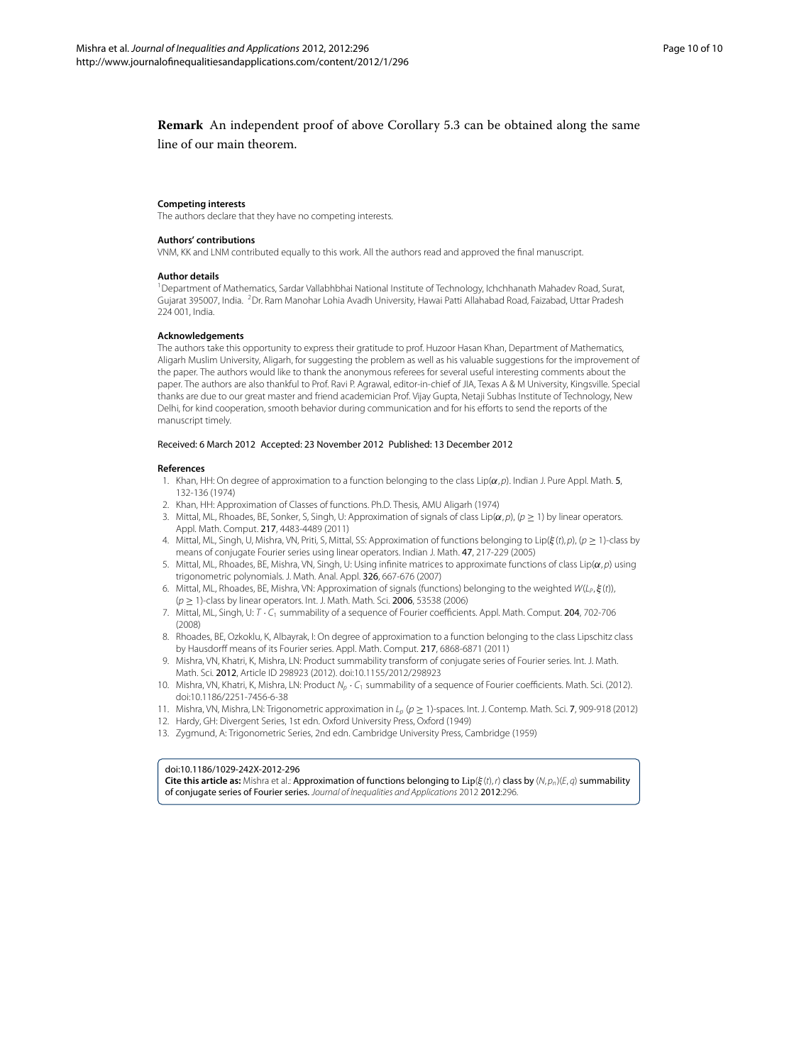**Remark** An independent proof of above Corollary 5.3 can be obtained along the same line of our main theorem.

#### Competing interests

The authors declare that they have no competing interests.

#### Authors' contributions

VNM, KK and LNM contributed equally to this work. All the authors read and approved the final manuscript.

#### Author details

[1]Department of Mathematics, Sardar Vallabhbhai National Institute of Technology, Ichchhanath Mahadev Road, Surat, Gujarat 395007, India. [2]Dr. Ram Manohar Lohia Avadh University, Hawai Patti Allahabad Road, Faizabad, Uttar Pradesh 224 001, India.

#### Acknowledgements

The authors take this opportunity to express their gratitude to prof. Huzoor Hasan Khan, Department of Mathematics, Aligarh Muslim University, Aligarh, for suggesting the problem as well as his valuable suggestions for the improvement of the paper. The authors would like to thank the anonymous referees for several useful interesting comments about the paper. The authors are also thankful to Prof. Ravi P. Agrawal, editor-in-chief of JIA, Texas A & M University, Kingsville. Special thanks are due to our great master and friend academician Prof. Vijay Gupta, Netaji Subhas Institute of Technology, New Delhi, for kind cooperation, smooth behavior during communication and for his efforts to send the reports of the manuscript timely.

Received: 6 March 2012 Accepted: 23 November 2012 Published: 13 December 2012

#### References

1. Khan, HH: On degree of approximation to a function belonging to the class Lip$(\alpha, p)$. Indian J. Pure Appl. Math. **5**, 132-136 (1974)
2. Khan, HH: Approximation of Classes of functions. Ph.D. Thesis, AMU Aligarh (1974)
3. Mittal, ML, Rhoades, BE, Sonker, S, Singh, U: Approximation of signals of class Lip$(\alpha, p)$, $(p \geq 1)$ by linear operators. Appl. Math. Comput. **217**, 4483-4489 (2011)
4. Mittal, ML, Singh, U, Mishra, VN, Priti, S, Mittal, SS: Approximation of functions belonging to Lip$(\xi(t), p)$, $(p \geq 1)$-class by means of conjugate Fourier series using linear operators. Indian J. Math. **47**, 217-229 (2005)
5. Mittal, ML, Rhoades, BE, Mishra, VN, Singh, U: Using infinite matrices to approximate functions of class Lip$(\alpha, p)$ using trigonometric polynomials. J. Math. Anal. Appl. **326**, 667-676 (2007)
6. Mittal, ML, Rhoades, BE, Mishra, VN: Approximation of signals (functions) belonging to the weighted $W(L_p, \xi(t))$, $(p \geq 1)$-class by linear operators. Int. J. Math. Math. Sci. **2006**, 53538 (2006)
7. Mittal, ML, Singh, U: $T \cdot C_1$ summability of a sequence of Fourier coefficients. Appl. Math. Comput. **204**, 702-706 (2008)
8. Rhoades, BE, Ozkoklu, K, Albayrak, I: On degree of approximation to a function belonging to the class Lipschitz class by Hausdorff means of its Fourier series. Appl. Math. Comput. **217**, 6868-6871 (2011)
9. Mishra, VN, Khatri, K, Mishra, LN: Product summability transform of conjugate series of Fourier series. Int. J. Math. Math. Sci. **2012**, Article ID 298923 (2012). doi:10.1155/2012/298923
10. Mishra, VN, Khatri, K, Mishra, LN: Product $N_p \cdot C_1$ summability of a sequence of Fourier coefficients. Math. Sci. (2012). doi:10.1186/2251-7456-6-38
11. Mishra, VN, Mishra, LN: Trigonometric approximation in $L_p$ $(p \geq 1)$-spaces. Int. J. Contemp. Math. Sci. **7**, 909-918 (2012)
12. Hardy, GH: Divergent Series, 1st edn. Oxford University Press, Oxford (1949)
13. Zygmund, A: Trigonometric Series, 2nd edn. Cambridge University Press, Cambridge (1959)

doi:10.1186/1029-242X-2012-296

**Cite this article as:** Mishra et al.: Approximation of functions belonging to Lip$(\xi(t), r)$ class by $(N, p_n)(E, q)$ summability of conjugate series of Fourier series. *Journal of Inequalities and Applications* 2012 **2012**:296.